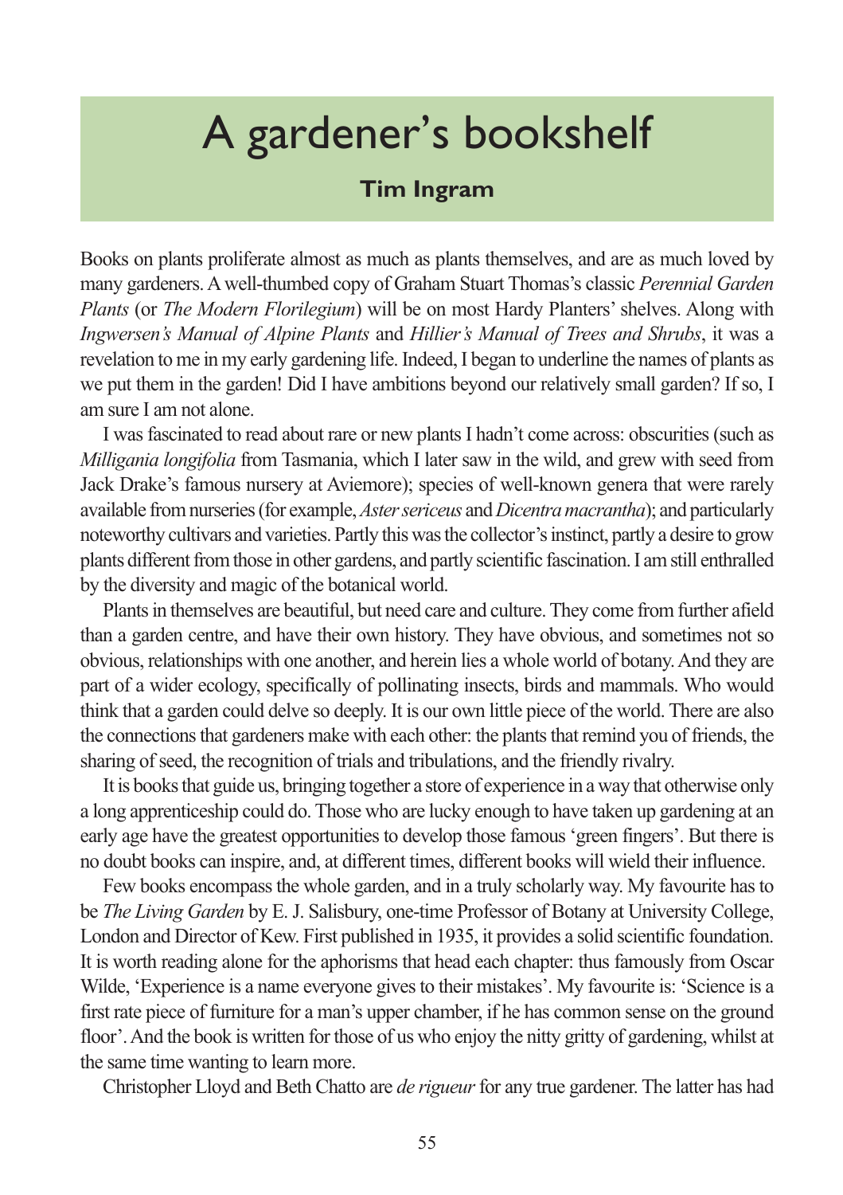# A gardener's bookshelf

**Tim Ingram**

Books on plants proliferate almost as much as plants themselves, and are as much loved by many gardeners. A well-thumbed copy of Graham Stuart Thomas's classic *Perennial Garden Plants* (or *The Modern Florilegium*) will be on most Hardy Planters' shelves. Along with *Ingwersen's Manual of Alpine Plants* and *Hillier's Manual of Trees and Shrubs*, it was a revelation to me in my early gardening life. Indeed, I began to underline the names of plants as we put them in the garden! Did I have ambitions beyond our relatively small garden? If so, I am sure I am not alone.

I was fascinated to read about rare or new plants I hadn't come across: obscurities (such as *Milligania longifolia* from Tasmania, which I later saw in the wild, and grew with seed from Jack Drake's famous nursery at Aviemore); species of well-known genera that were rarely available from nurseries (for example, *Aster sericeus* and *Dicentra macrantha*); and particularly noteworthy cultivars and varieties. Partly this was the collector's instinct, partly a desire to grow plants different from those in other gardens, and partly scientific fascination. I am still enthralled by the diversity and magic of the botanical world.

Plants in themselves are beautiful, but need care and culture. They come from further afield than a garden centre, and have their own history. They have obvious, and sometimes not so obvious, relationships with one another, and herein lies a whole world of botany. And they are part of a wider ecology, specifically of pollinating insects, birds and mammals. Who would think that a garden could delve so deeply. It is our own little piece of the world. There are also the connections that gardeners make with each other: the plants that remind you of friends, the sharing of seed, the recognition of trials and tribulations, and the friendly rivalry.

It is books that guide us, bringing together a store of experience in a way that otherwise only a long apprenticeship could do. Those who are lucky enough to have taken up gardening at an early age have the greatest opportunities to develop those famous 'green fingers'. But there is no doubt books can inspire, and, at different times, different books will wield their influence.

Few books encompass the whole garden, and in a truly scholarly way. My favourite has to be *The Living Garden* by E. J. Salisbury, one-time Professor of Botany at University College, London and Director of Kew. First published in 1935, it provides a solid scientific foundation. It is worth reading alone for the aphorisms that head each chapter: thus famously from Oscar Wilde, 'Experience is a name everyone gives to their mistakes'. My favourite is: 'Science is a first rate piece of furniture for a man's upper chamber, if he has common sense on the ground floor'. And the book is written for those of us who enjoy the nitty gritty of gardening, whilst at the same time wanting to learn more.

Christopher Lloyd and Beth Chatto are *de rigueur* for any true gardener. The latter has had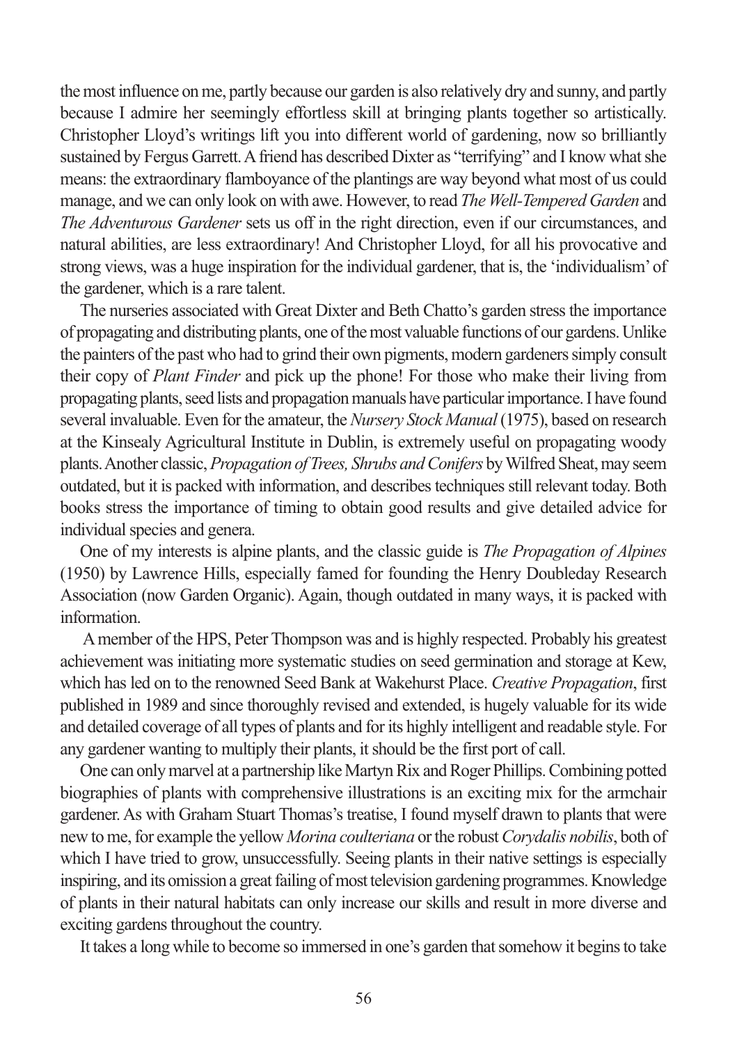the most influence on me, partly because our garden is also relatively dry and sunny, and partly because I admire her seemingly effortless skill at bringing plants together so artistically. Christopher Lloyd's writings lift you into different world of gardening, now so brilliantly sustained by Fergus Garrett. A friend has described Dixter as "terrifying" and I know what she means: the extraordinary flamboyance of the plantings are way beyond what most of us could manage, and we can only look on with awe. However, to read *The Well-Tempered Garden* and *The Adventurous Gardener* sets us off in the right direction, even if our circumstances, and natural abilities, are less extraordinary! And Christopher Lloyd, for all his provocative and strong views, was a huge inspiration for the individual gardener, that is, the 'individualism' of the gardener, which is a rare talent.

The nurseries associated with Great Dixter and Beth Chatto's garden stress the importance of propagating and distributing plants, one of the most valuable functions of our gardens. Unlike the painters of the past who had to grind their own pigments, modern gardeners simply consult their copy of *Plant Finder* and pick up the phone! For those who make their living from propagating plants, seed lists and propagation manuals have particular importance. I have found several invaluable. Even for the amateur, the *Nursery Stock Manual* (1975), based on research at the Kinsealy Agricultural Institute in Dublin, is extremely useful on propagating woody plants. Another classic, *Propagation of Trees, Shrubs and Conifers* by Wilfred Sheat, may seem outdated, but it is packed with information, and describes techniques still relevant today. Both books stress the importance of timing to obtain good results and give detailed advice for individual species and genera.

One of my interests is alpine plants, and the classic guide is *The Propagation of Alpines* (1950) by Lawrence Hills, especially famed for founding the Henry Doubleday Research Association (now Garden Organic). Again, though outdated in many ways, it is packed with information.

A member of the HPS, Peter Thompson was and is highly respected. Probably his greatest achievement was initiating more systematic studies on seed germination and storage at Kew, which has led on to the renowned Seed Bank at Wakehurst Place. *Creative Propagation*, first published in 1989 and since thoroughly revised and extended, is hugely valuable for its wide and detailed coverage of all types of plants and for its highly intelligent and readable style. For any gardener wanting to multiply their plants, it should be the first port of call.

One can only marvel at a partnership like Martyn Rix and Roger Phillips. Combining potted biographies of plants with comprehensive illustrations is an exciting mix for the armchair gardener. As with Graham Stuart Thomas's treatise, I found myself drawn to plants that were new to me, for example the yellow *Morina coulteriana* or the robust *Corydalis nobilis*, both of which I have tried to grow, unsuccessfully. Seeing plants in their native settings is especially inspiring, and its omission a great failing of most television gardening programmes. Knowledge of plants in their natural habitats can only increase our skills and result in more diverse and exciting gardens throughout the country.

It takes a long while to become so immersed in one's garden that somehow it begins to take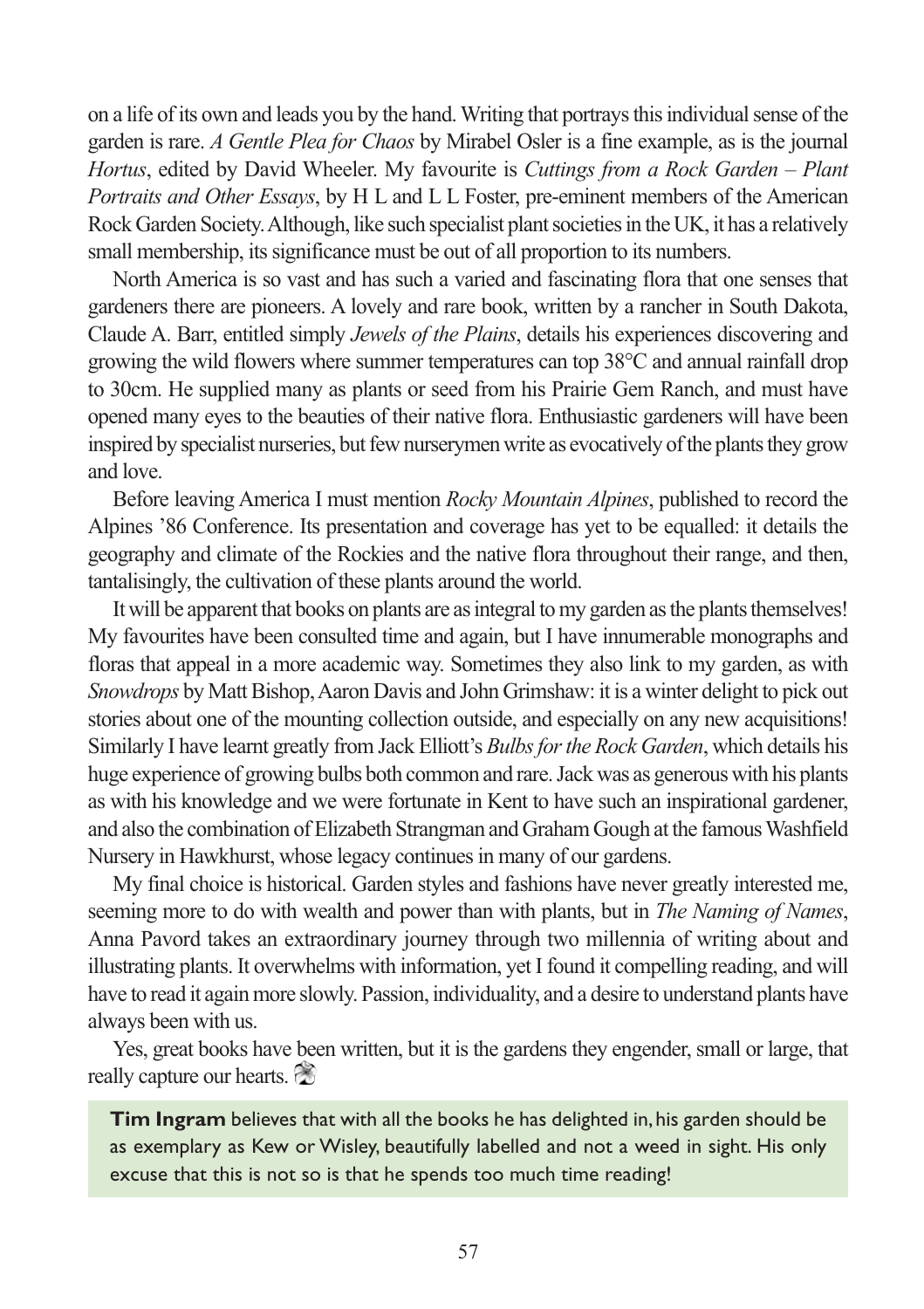on a life of its own and leads you by the hand. Writing that portrays this individual sense of the garden is rare. *A Gentle Plea for Chaos* by Mirabel Osler is a fine example, as is the journal *Hortus*, edited by David Wheeler. My favourite is *Cuttings from a Rock Garden – Plant Portraits and Other Essays*, by H L and L L Foster, pre-eminent members of the American Rock Garden Society. Although, like such specialist plant societies in the UK, it has a relatively small membership, its significance must be out of all proportion to its numbers.

North America is so vast and has such a varied and fascinating flora that one senses that gardeners there are pioneers. A lovely and rare book, written by a rancher in South Dakota, Claude A. Barr, entitled simply *Jewels of the Plains*, details his experiences discovering and growing the wild flowers where summer temperatures can top 38°C and annual rainfall drop to 30cm. He supplied many as plants or seed from his Prairie Gem Ranch, and must have opened many eyes to the beauties of their native flora. Enthusiastic gardeners will have been inspired by specialist nurseries, but few nurserymen write as evocatively of the plants they grow and love.

Before leaving America I must mention *Rocky Mountain Alpines*, published to record the Alpines '86 Conference. Its presentation and coverage has yet to be equalled: it details the geography and climate of the Rockies and the native flora throughout their range, and then, tantalisingly, the cultivation of these plants around the world.

It will be apparent that books on plants are as integral to my garden as the plants themselves! My favourites have been consulted time and again, but I have innumerable monographs and floras that appeal in a more academic way. Sometimes they also link to my garden, as with *Snowdrops* by Matt Bishop, Aaron Davis and John Grimshaw: it is a winter delight to pick out stories about one of the mounting collection outside, and especially on any new acquisitions! Similarly I have learnt greatly from Jack Elliott's *Bulbs for the Rock Garden*, which details his huge experience of growing bulbs both common and rare. Jack was as generous with his plants as with his knowledge and we were fortunate in Kent to have such an inspirational gardener, and also the combination of Elizabeth Strangman and Graham Gough at the famous Washfield Nursery in Hawkhurst, whose legacy continues in many of our gardens.

My final choice is historical. Garden styles and fashions have never greatly interested me, seeming more to do with wealth and power than with plants, but in *The Naming of Names*, Anna Pavord takes an extraordinary journey through two millennia of writing about and illustrating plants. It overwhelms with information, yet I found it compelling reading, and will have to read it again more slowly. Passion, individuality, and a desire to understand plants have always been with us.

Yes, great books have been written, but it is the gardens they engender, small or large, that really capture our hearts.

**Tim Ingram** believes that with all the books he has delighted in, his garden should be as exemplary as Kew or Wisley, beautifully labelled and not a weed in sight. His only excuse that this is not so is that he spends too much time reading!